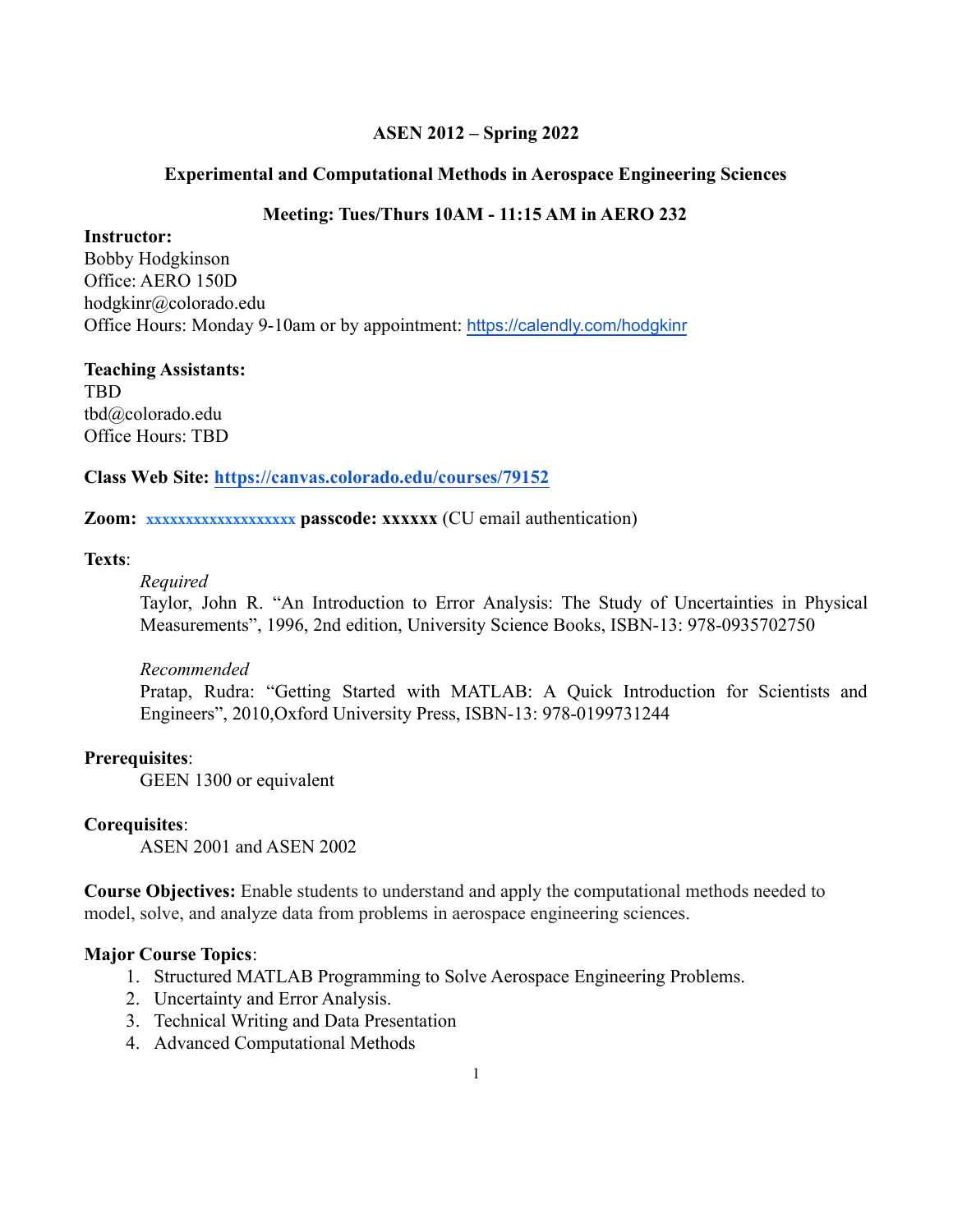**ASEN 2012 – Spring 2022**

**Experimental and Computational Methods in Aerospace Engineering Sciences**

**Meeting: Tues/Thurs 10AM - 11:15 AM in AERO 232**

**Instructor:**
Bobby Hodgkinson
Office: AERO 150D
hodgkinr@colorado.edu
Office Hours: Monday 9-10am or by appointment: https://calendly.com/hodgkinr

**Teaching Assistants:**
TBD
tbd@colorado.edu
Office Hours: TBD

**Class Web Site: https://canvas.colorado.edu/courses/79152**

**Zoom:** xxxxxxxxxxxxxxxxxxxx **passcode: xxxxxx** (CU email authentication)

**Texts**:

*Required*
Taylor, John R. "An Introduction to Error Analysis: The Study of Uncertainties in Physical Measurements", 1996, 2nd edition, University Science Books, ISBN-13: 978-0935702750

*Recommended*
Pratap, Rudra: "Getting Started with MATLAB: A Quick Introduction for Scientists and Engineers", 2010,Oxford University Press, ISBN-13: 978-0199731244

**Prerequisites**:
GEEN 1300 or equivalent

**Corequisites**:
ASEN 2001 and ASEN 2002

**Course Objectives:** Enable students to understand and apply the computational methods needed to model, solve, and analyze data from problems in aerospace engineering sciences.

**Major Course Topics**:

1. Structured MATLAB Programming to Solve Aerospace Engineering Problems.
2. Uncertainty and Error Analysis.
3. Technical Writing and Data Presentation
4. Advanced Computational Methods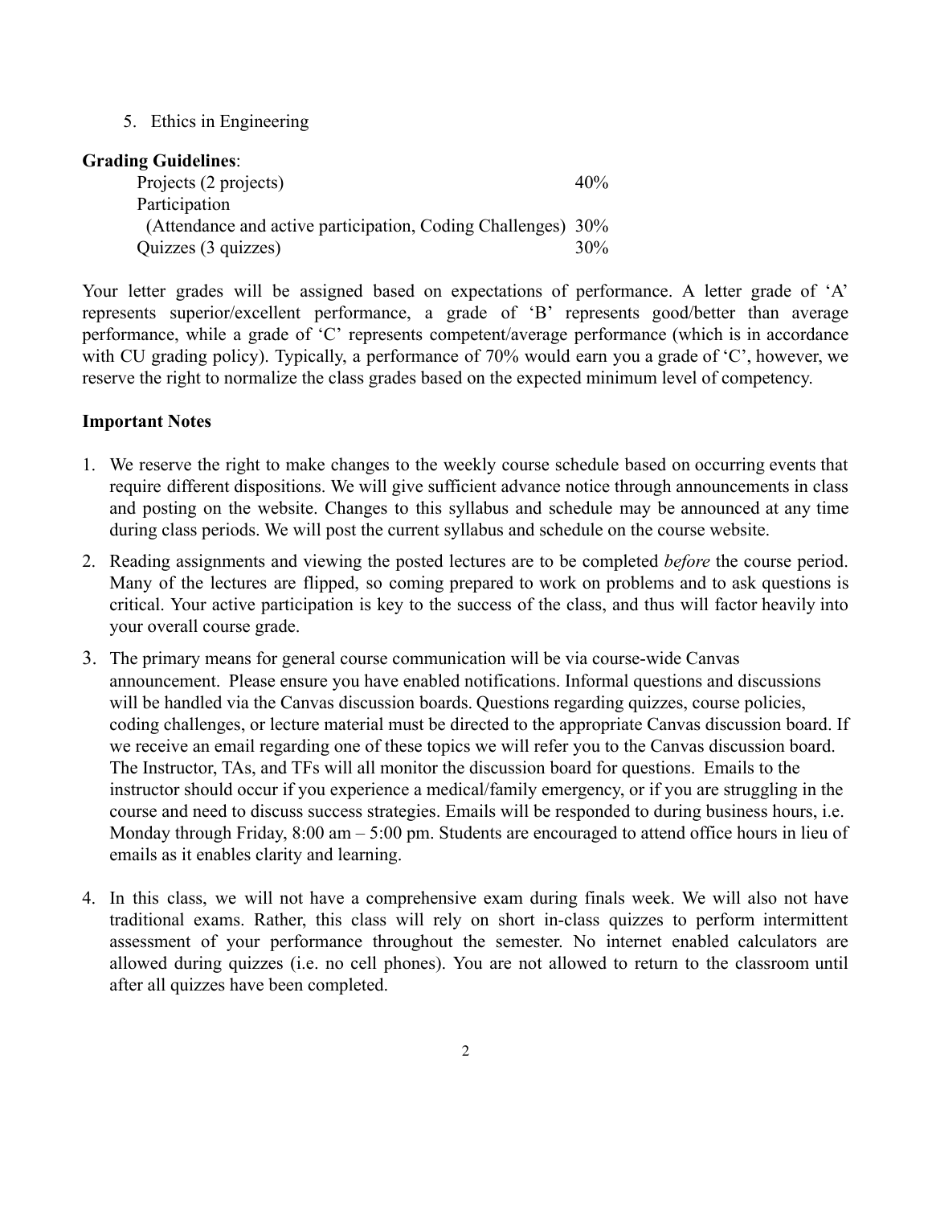5. Ethics in Engineering

**Grading Guidelines**:

| | |
|---|---|
| Projects (2 projects) | 40% |
| Participation (Attendance and active participation, Coding Challenges) | 30% |
| Quizzes (3 quizzes) | 30% |

Your letter grades will be assigned based on expectations of performance. A letter grade of 'A' represents superior/excellent performance, a grade of 'B' represents good/better than average performance, while a grade of 'C' represents competent/average performance (which is in accordance with CU grading policy). Typically, a performance of 70% would earn you a grade of 'C', however, we reserve the right to normalize the class grades based on the expected minimum level of competency.

**Important Notes**

1. We reserve the right to make changes to the weekly course schedule based on occurring events that require different dispositions. We will give sufficient advance notice through announcements in class and posting on the website. Changes to this syllabus and schedule may be announced at any time during class periods. We will post the current syllabus and schedule on the course website.
2. Reading assignments and viewing the posted lectures are to be completed *before* the course period. Many of the lectures are flipped, so coming prepared to work on problems and to ask questions is critical. Your active participation is key to the success of the class, and thus will factor heavily into your overall course grade.
3. The primary means for general course communication will be via course-wide Canvas announcement. Please ensure you have enabled notifications. Informal questions and discussions will be handled via the Canvas discussion boards. Questions regarding quizzes, course policies, coding challenges, or lecture material must be directed to the appropriate Canvas discussion board. If we receive an email regarding one of these topics we will refer you to the Canvas discussion board. The Instructor, TAs, and TFs will all monitor the discussion board for questions. Emails to the instructor should occur if you experience a medical/family emergency, or if you are struggling in the course and need to discuss success strategies. Emails will be responded to during business hours, i.e. Monday through Friday, 8:00 am – 5:00 pm. Students are encouraged to attend office hours in lieu of emails as it enables clarity and learning.
4. In this class, we will not have a comprehensive exam during finals week. We will also not have traditional exams. Rather, this class will rely on short in-class quizzes to perform intermittent assessment of your performance throughout the semester. No internet enabled calculators are allowed during quizzes (i.e. no cell phones). You are not allowed to return to the classroom until after all quizzes have been completed.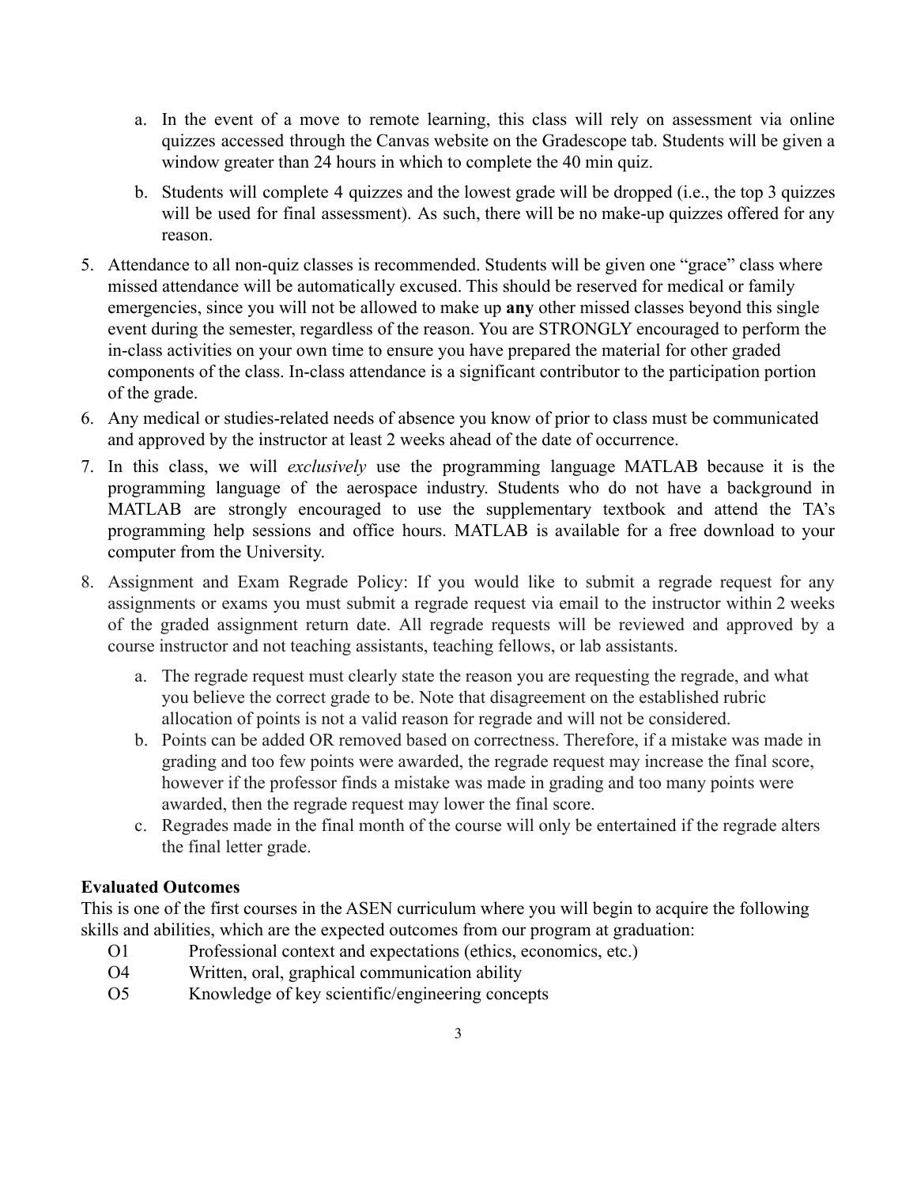a. In the event of a move to remote learning, this class will rely on assessment via online quizzes accessed through the Canvas website on the Gradescope tab. Students will be given a window greater than 24 hours in which to complete the 40 min quiz.

b. Students will complete 4 quizzes and the lowest grade will be dropped (i.e., the top 3 quizzes will be used for final assessment). As such, there will be no make-up quizzes offered for any reason.

5. Attendance to all non-quiz classes is recommended. Students will be given one "grace" class where missed attendance will be automatically excused. This should be reserved for medical or family emergencies, since you will not be allowed to make up **any** other missed classes beyond this single event during the semester, regardless of the reason. You are STRONGLY encouraged to perform the in-class activities on your own time to ensure you have prepared the material for other graded components of the class. In-class attendance is a significant contributor to the participation portion of the grade.
6. Any medical or studies-related needs of absence you know of prior to class must be communicated and approved by the instructor at least 2 weeks ahead of the date of occurrence.
7. In this class, we will *exclusively* use the programming language MATLAB because it is the programming language of the aerospace industry. Students who do not have a background in MATLAB are strongly encouraged to use the supplementary textbook and attend the TA's programming help sessions and office hours. MATLAB is available for a free download to your computer from the University.
8. Assignment and Exam Regrade Policy: If you would like to submit a regrade request for any assignments or exams you must submit a regrade request via email to the instructor within 2 weeks of the graded assignment return date. All regrade requests will be reviewed and approved by a course instructor and not teaching assistants, teaching fellows, or lab assistants.

    a. The regrade request must clearly state the reason you are requesting the regrade, and what you believe the correct grade to be. Note that disagreement on the established rubric allocation of points is not a valid reason for regrade and will not be considered.

    b. Points can be added OR removed based on correctness. Therefore, if a mistake was made in grading and too few points were awarded, the regrade request may increase the final score, however if the professor finds a mistake was made in grading and too many points were awarded, then the regrade request may lower the final score.

    c. Regrades made in the final month of the course will only be entertained if the regrade alters the final letter grade.

**Evaluated Outcomes**

This is one of the first courses in the ASEN curriculum where you will begin to acquire the following skills and abilities, which are the expected outcomes from our program at graduation:

- O1 Professional context and expectations (ethics, economics, etc.)
- O4 Written, oral, graphical communication ability
- O5 Knowledge of key scientific/engineering concepts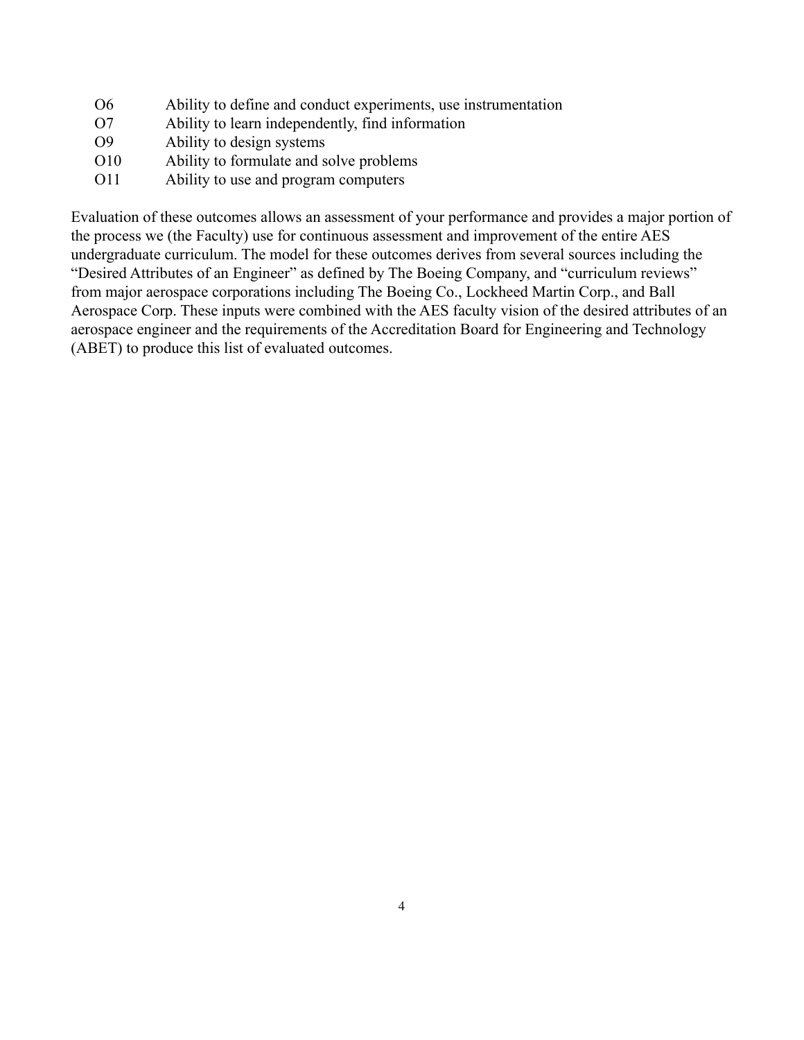O6 Ability to define and conduct experiments, use instrumentation
O7 Ability to learn independently, find information
O9 Ability to design systems
O10 Ability to formulate and solve problems
O11 Ability to use and program computers

Evaluation of these outcomes allows an assessment of your performance and provides a major portion of the process we (the Faculty) use for continuous assessment and improvement of the entire AES undergraduate curriculum. The model for these outcomes derives from several sources including the "Desired Attributes of an Engineer" as defined by The Boeing Company, and "curriculum reviews" from major aerospace corporations including The Boeing Co., Lockheed Martin Corp., and Ball Aerospace Corp. These inputs were combined with the AES faculty vision of the desired attributes of an aerospace engineer and the requirements of the Accreditation Board for Engineering and Technology (ABET) to produce this list of evaluated outcomes.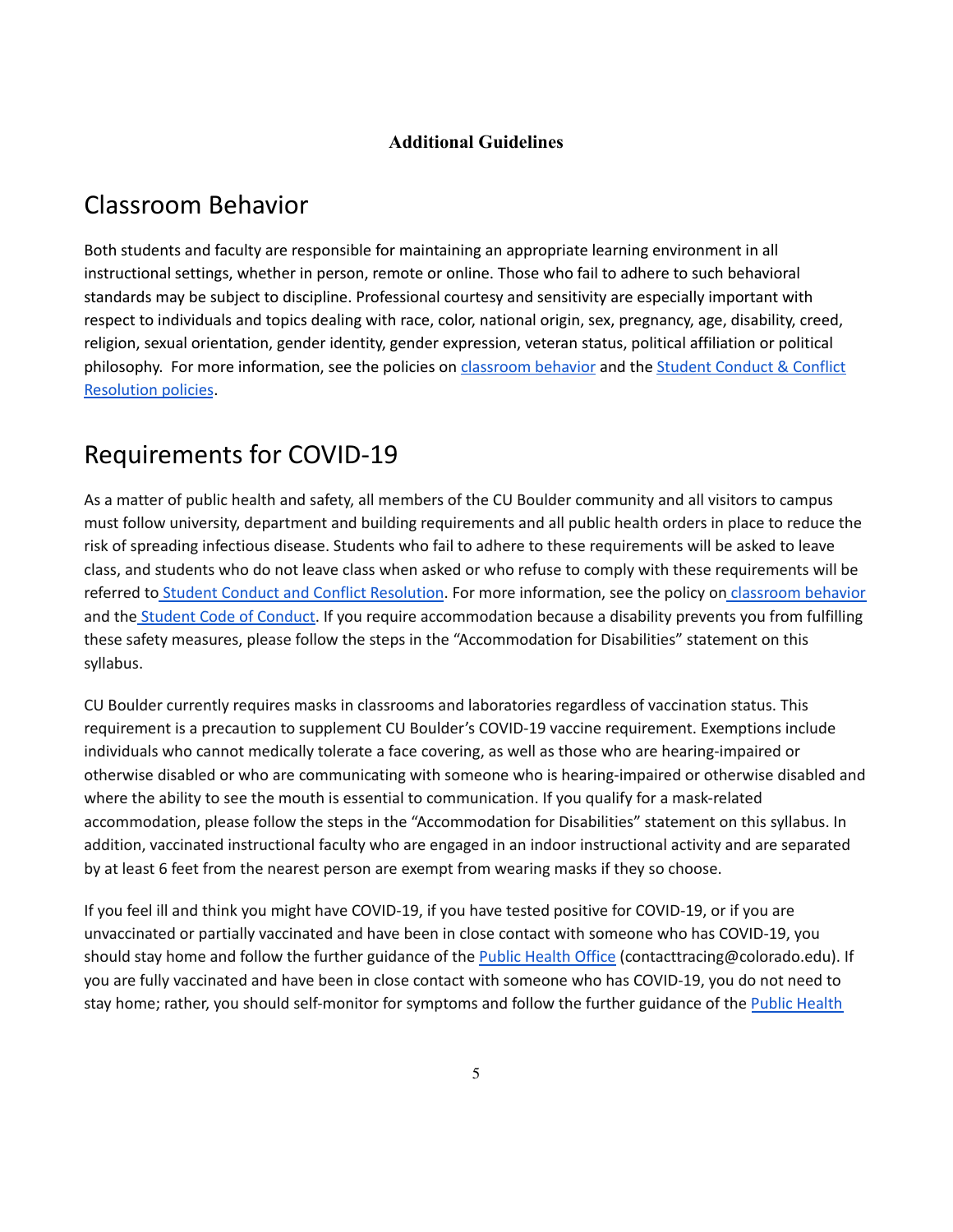**Additional Guidelines**

# Classroom Behavior

Both students and faculty are responsible for maintaining an appropriate learning environment in all instructional settings, whether in person, remote or online. Those who fail to adhere to such behavioral standards may be subject to discipline. Professional courtesy and sensitivity are especially important with respect to individuals and topics dealing with race, color, national origin, sex, pregnancy, age, disability, creed, religion, sexual orientation, gender identity, gender expression, veteran status, political affiliation or political philosophy. For more information, see the policies on classroom behavior and the Student Conduct & Conflict Resolution policies.

# Requirements for COVID-19

As a matter of public health and safety, all members of the CU Boulder community and all visitors to campus must follow university, department and building requirements and all public health orders in place to reduce the risk of spreading infectious disease. Students who fail to adhere to these requirements will be asked to leave class, and students who do not leave class when asked or who refuse to comply with these requirements will be referred to Student Conduct and Conflict Resolution. For more information, see the policy on classroom behavior and the Student Code of Conduct. If you require accommodation because a disability prevents you from fulfilling these safety measures, please follow the steps in the "Accommodation for Disabilities" statement on this syllabus.

CU Boulder currently requires masks in classrooms and laboratories regardless of vaccination status. This requirement is a precaution to supplement CU Boulder's COVID-19 vaccine requirement. Exemptions include individuals who cannot medically tolerate a face covering, as well as those who are hearing-impaired or otherwise disabled or who are communicating with someone who is hearing-impaired or otherwise disabled and where the ability to see the mouth is essential to communication. If you qualify for a mask-related accommodation, please follow the steps in the "Accommodation for Disabilities" statement on this syllabus. In addition, vaccinated instructional faculty who are engaged in an indoor instructional activity and are separated by at least 6 feet from the nearest person are exempt from wearing masks if they so choose.

If you feel ill and think you might have COVID-19, if you have tested positive for COVID-19, or if you are unvaccinated or partially vaccinated and have been in close contact with someone who has COVID-19, you should stay home and follow the further guidance of the Public Health Office (contacttracing@colorado.edu). If you are fully vaccinated and have been in close contact with someone who has COVID-19, you do not need to stay home; rather, you should self-monitor for symptoms and follow the further guidance of the Public Health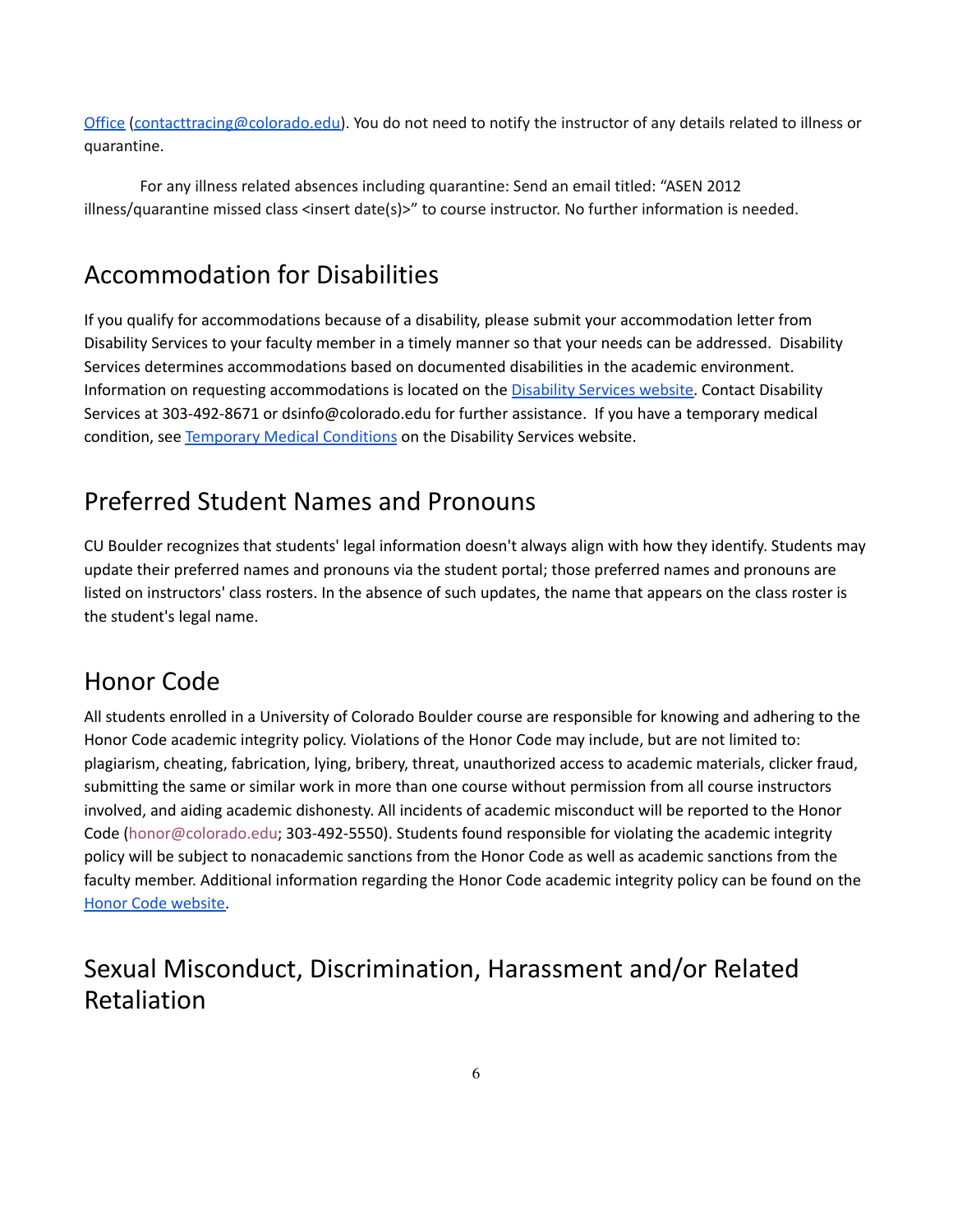Office (contacttracing@colorado.edu). You do not need to notify the instructor of any details related to illness or quarantine.

For any illness related absences including quarantine: Send an email titled: "ASEN 2012 illness/quarantine missed class <insert date(s)>" to course instructor. No further information is needed.

## Accommodation for Disabilities

If you qualify for accommodations because of a disability, please submit your accommodation letter from Disability Services to your faculty member in a timely manner so that your needs can be addressed. Disability Services determines accommodations based on documented disabilities in the academic environment. Information on requesting accommodations is located on the Disability Services website. Contact Disability Services at 303-492-8671 or dsinfo@colorado.edu for further assistance. If you have a temporary medical condition, see Temporary Medical Conditions on the Disability Services website.

## Preferred Student Names and Pronouns

CU Boulder recognizes that students' legal information doesn't always align with how they identify. Students may update their preferred names and pronouns via the student portal; those preferred names and pronouns are listed on instructors' class rosters. In the absence of such updates, the name that appears on the class roster is the student's legal name.

## Honor Code

All students enrolled in a University of Colorado Boulder course are responsible for knowing and adhering to the Honor Code academic integrity policy. Violations of the Honor Code may include, but are not limited to: plagiarism, cheating, fabrication, lying, bribery, threat, unauthorized access to academic materials, clicker fraud, submitting the same or similar work in more than one course without permission from all course instructors involved, and aiding academic dishonesty. All incidents of academic misconduct will be reported to the Honor Code (honor@colorado.edu; 303-492-5550). Students found responsible for violating the academic integrity policy will be subject to nonacademic sanctions from the Honor Code as well as academic sanctions from the faculty member. Additional information regarding the Honor Code academic integrity policy can be found on the Honor Code website.

## Sexual Misconduct, Discrimination, Harassment and/or Related Retaliation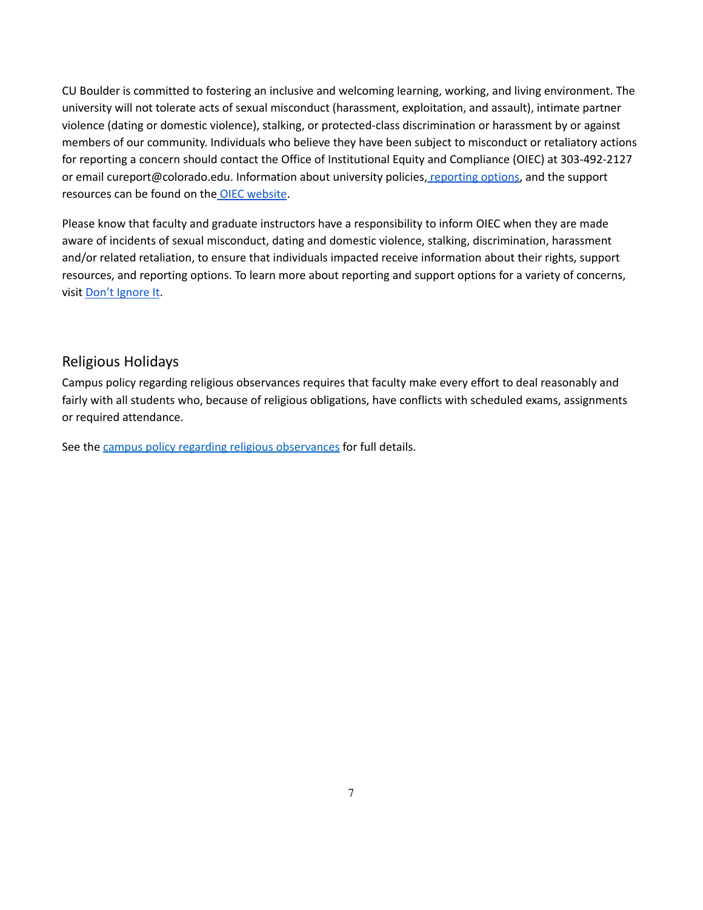CU Boulder is committed to fostering an inclusive and welcoming learning, working, and living environment. The university will not tolerate acts of sexual misconduct (harassment, exploitation, and assault), intimate partner violence (dating or domestic violence), stalking, or protected-class discrimination or harassment by or against members of our community. Individuals who believe they have been subject to misconduct or retaliatory actions for reporting a concern should contact the Office of Institutional Equity and Compliance (OIEC) at 303-492-2127 or email cureport@colorado.edu. Information about university policies, reporting options, and the support resources can be found on the OIEC website.

Please know that faculty and graduate instructors have a responsibility to inform OIEC when they are made aware of incidents of sexual misconduct, dating and domestic violence, stalking, discrimination, harassment and/or related retaliation, to ensure that individuals impacted receive information about their rights, support resources, and reporting options. To learn more about reporting and support options for a variety of concerns, visit Don't Ignore It.

## Religious Holidays

Campus policy regarding religious observances requires that faculty make every effort to deal reasonably and fairly with all students who, because of religious obligations, have conflicts with scheduled exams, assignments or required attendance.

See the campus policy regarding religious observances for full details.